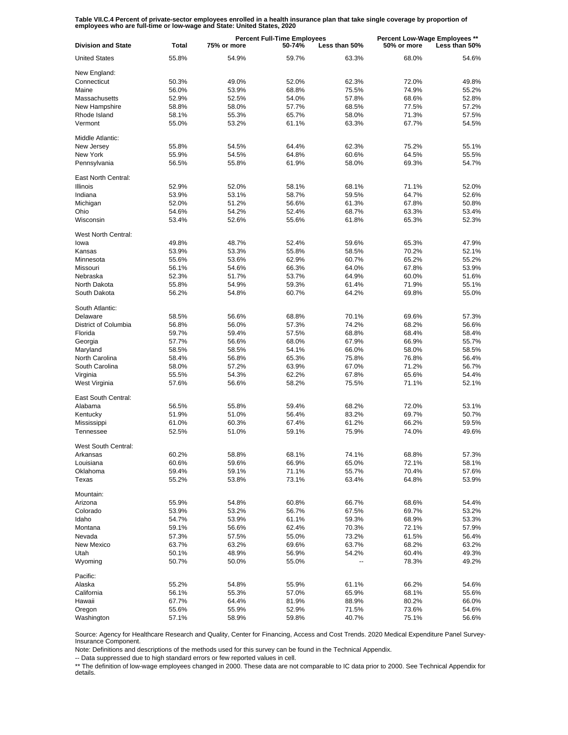**Table VII.C.4 Percent of private-sector employees enrolled in a health insurance plan that take single coverage by proportion of employees who are full-time or low-wage and State: United States, 2020**

| Division and State | Total | Percent Full-Time Employees | | | Percent Low-Wage Employees ** | |
|---|---|---|---|---|---|---|
| | | 75% or more | 50-74% | Less than 50% | 50% or more | Less than 50% |
| United States | 55.8% | 54.9% | 59.7% | 63.3% | 68.0% | 54.6% |
| New England: | | | | | | |
| Connecticut | 50.3% | 49.0% | 52.0% | 62.3% | 72.0% | 49.8% |
| Maine | 56.0% | 53.9% | 68.8% | 75.5% | 74.9% | 55.2% |
| Massachusetts | 52.9% | 52.5% | 54.0% | 57.8% | 68.6% | 52.8% |
| New Hampshire | 58.8% | 58.0% | 57.7% | 68.5% | 77.5% | 57.2% |
| Rhode Island | 58.1% | 55.3% | 65.7% | 58.0% | 71.3% | 57.5% |
| Vermont | 55.0% | 53.2% | 61.1% | 63.3% | 67.7% | 54.5% |
| Middle Atlantic: | | | | | | |
| New Jersey | 55.8% | 54.5% | 64.4% | 62.3% | 75.2% | 55.1% |
| New York | 55.9% | 54.5% | 64.8% | 60.6% | 64.5% | 55.5% |
| Pennsylvania | 56.5% | 55.8% | 61.9% | 58.0% | 69.3% | 54.7% |
| East North Central: | | | | | | |
| Illinois | 52.9% | 52.0% | 58.1% | 68.1% | 71.1% | 52.0% |
| Indiana | 53.9% | 53.1% | 58.7% | 59.5% | 64.7% | 52.6% |
| Michigan | 52.0% | 51.2% | 56.6% | 61.3% | 67.8% | 50.8% |
| Ohio | 54.6% | 54.2% | 52.4% | 68.7% | 63.3% | 53.4% |
| Wisconsin | 53.4% | 52.6% | 55.6% | 61.8% | 65.3% | 52.3% |
| West North Central: | | | | | | |
| Iowa | 49.8% | 48.7% | 52.4% | 59.6% | 65.3% | 47.9% |
| Kansas | 53.9% | 53.3% | 55.8% | 58.5% | 70.2% | 52.1% |
| Minnesota | 55.6% | 53.6% | 62.9% | 60.7% | 65.2% | 55.2% |
| Missouri | 56.1% | 54.6% | 66.3% | 64.0% | 67.8% | 53.9% |
| Nebraska | 52.3% | 51.7% | 53.7% | 64.9% | 60.0% | 51.6% |
| North Dakota | 55.8% | 54.9% | 59.3% | 61.4% | 71.9% | 55.1% |
| South Dakota | 56.2% | 54.8% | 60.7% | 64.2% | 69.8% | 55.0% |
| South Atlantic: | | | | | | |
| Delaware | 58.5% | 56.6% | 68.8% | 70.1% | 69.6% | 57.3% |
| District of Columbia | 56.8% | 56.0% | 57.3% | 74.2% | 68.2% | 56.6% |
| Florida | 59.7% | 59.4% | 57.5% | 68.8% | 68.4% | 58.4% |
| Georgia | 57.7% | 56.6% | 68.0% | 67.9% | 66.9% | 55.7% |
| Maryland | 58.5% | 58.5% | 54.1% | 66.0% | 58.0% | 58.5% |
| North Carolina | 58.4% | 56.8% | 65.3% | 75.8% | 76.8% | 56.4% |
| South Carolina | 58.0% | 57.2% | 63.9% | 67.0% | 71.2% | 56.7% |
| Virginia | 55.5% | 54.3% | 62.2% | 67.8% | 65.6% | 54.4% |
| West Virginia | 57.6% | 56.6% | 58.2% | 75.5% | 71.1% | 52.1% |
| East South Central: | | | | | | |
| Alabama | 56.5% | 55.8% | 59.4% | 68.2% | 72.0% | 53.1% |
| Kentucky | 51.9% | 51.0% | 56.4% | 83.2% | 69.7% | 50.7% |
| Mississippi | 61.0% | 60.3% | 67.4% | 61.2% | 66.2% | 59.5% |
| Tennessee | 52.5% | 51.0% | 59.1% | 75.9% | 74.0% | 49.6% |
| West South Central: | | | | | | |
| Arkansas | 60.2% | 58.8% | 68.1% | 74.1% | 68.8% | 57.3% |
| Louisiana | 60.6% | 59.6% | 66.9% | 65.0% | 72.1% | 58.1% |
| Oklahoma | 59.4% | 59.1% | 71.1% | 55.7% | 70.4% | 57.6% |
| Texas | 55.2% | 53.8% | 73.1% | 63.4% | 64.8% | 53.9% |
| Mountain: | | | | | | |
| Arizona | 55.9% | 54.8% | 60.8% | 66.7% | 68.6% | 54.4% |
| Colorado | 53.9% | 53.2% | 56.7% | 67.5% | 69.7% | 53.2% |
| Idaho | 54.7% | 53.9% | 61.1% | 59.3% | 68.9% | 53.3% |
| Montana | 59.1% | 56.6% | 62.4% | 70.3% | 72.1% | 57.9% |
| Nevada | 57.3% | 57.5% | 55.0% | 73.2% | 61.5% | 56.4% |
| New Mexico | 63.7% | 63.2% | 69.6% | 63.7% | 68.2% | 63.2% |
| Utah | 50.1% | 48.9% | 56.9% | 54.2% | 60.4% | 49.3% |
| Wyoming | 50.7% | 50.0% | 55.0% | -- | 78.3% | 49.2% |
| Pacific: | | | | | | |
| Alaska | 55.2% | 54.8% | 55.9% | 61.1% | 66.2% | 54.6% |
| California | 56.1% | 55.3% | 57.0% | 65.9% | 68.1% | 55.6% |
| Hawaii | 67.7% | 64.4% | 81.9% | 88.9% | 80.2% | 66.0% |
| Oregon | 55.6% | 55.9% | 52.9% | 71.5% | 73.6% | 54.6% |
| Washington | 57.1% | 58.9% | 59.8% | 40.7% | 75.1% | 56.6% |

Source: Agency for Healthcare Research and Quality, Center for Financing, Access and Cost Trends. 2020 Medical Expenditure Panel Survey-Insurance Component.

Note: Definitions and descriptions of the methods used for this survey can be found in the Technical Appendix.

-- Data suppressed due to high standard errors or few reported values in cell.

** The definition of low-wage employees changed in 2000. These data are not comparable to IC data prior to 2000. See Technical Appendix for details.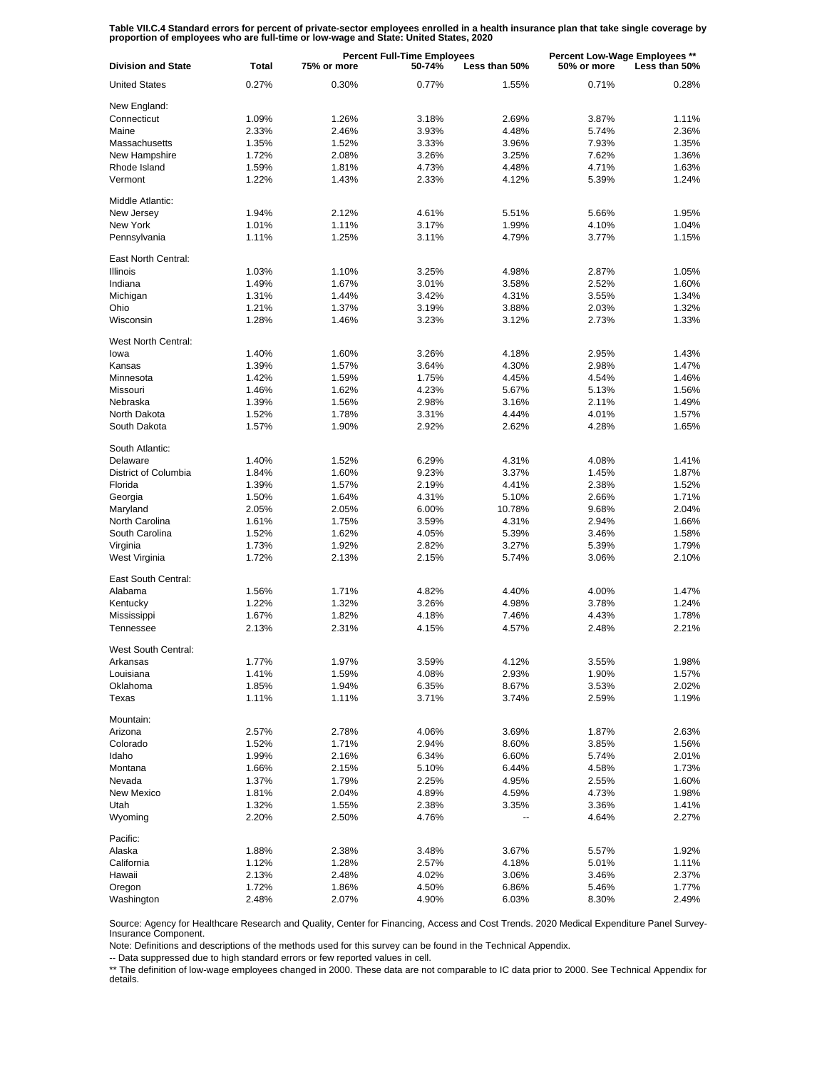**Table VII.C.4 Standard errors for percent of private-sector employees enrolled in a health insurance plan that take single coverage by proportion of employees who are full-time or low-wage and State: United States, 2020**

| Division and State | Total | Percent Full-Time Employees | | | Percent Low-Wage Employees ** | |
|---|---|---|---|---|---|---|
| | | 75% or more | 50-74% | Less than 50% | 50% or more | Less than 50% |
| United States | 0.27% | 0.30% | 0.77% | 1.55% | 0.71% | 0.28% |
| New England: | | | | | | |
| Connecticut | 1.09% | 1.26% | 3.18% | 2.69% | 3.87% | 1.11% |
| Maine | 2.33% | 2.46% | 3.93% | 4.48% | 5.74% | 2.36% |
| Massachusetts | 1.35% | 1.52% | 3.33% | 3.96% | 7.93% | 1.35% |
| New Hampshire | 1.72% | 2.08% | 3.26% | 3.25% | 7.62% | 1.36% |
| Rhode Island | 1.59% | 1.81% | 4.73% | 4.48% | 4.71% | 1.63% |
| Vermont | 1.22% | 1.43% | 2.33% | 4.12% | 5.39% | 1.24% |
| Middle Atlantic: | | | | | | |
| New Jersey | 1.94% | 2.12% | 4.61% | 5.51% | 5.66% | 1.95% |
| New York | 1.01% | 1.11% | 3.17% | 1.99% | 4.10% | 1.04% |
| Pennsylvania | 1.11% | 1.25% | 3.11% | 4.79% | 3.77% | 1.15% |
| East North Central: | | | | | | |
| Illinois | 1.03% | 1.10% | 3.25% | 4.98% | 2.87% | 1.05% |
| Indiana | 1.49% | 1.67% | 3.01% | 3.58% | 2.52% | 1.60% |
| Michigan | 1.31% | 1.44% | 3.42% | 4.31% | 3.55% | 1.34% |
| Ohio | 1.21% | 1.37% | 3.19% | 3.88% | 2.03% | 1.32% |
| Wisconsin | 1.28% | 1.46% | 3.23% | 3.12% | 2.73% | 1.33% |
| West North Central: | | | | | | |
| Iowa | 1.40% | 1.60% | 3.26% | 4.18% | 2.95% | 1.43% |
| Kansas | 1.39% | 1.57% | 3.64% | 4.30% | 2.98% | 1.47% |
| Minnesota | 1.42% | 1.59% | 1.75% | 4.45% | 4.54% | 1.46% |
| Missouri | 1.46% | 1.62% | 4.23% | 5.67% | 5.13% | 1.56% |
| Nebraska | 1.39% | 1.56% | 2.98% | 3.16% | 2.11% | 1.49% |
| North Dakota | 1.52% | 1.78% | 3.31% | 4.44% | 4.01% | 1.57% |
| South Dakota | 1.57% | 1.90% | 2.92% | 2.62% | 4.28% | 1.65% |
| South Atlantic: | | | | | | |
| Delaware | 1.40% | 1.52% | 6.29% | 4.31% | 4.08% | 1.41% |
| District of Columbia | 1.84% | 1.60% | 9.23% | 3.37% | 1.45% | 1.87% |
| Florida | 1.39% | 1.57% | 2.19% | 4.41% | 2.38% | 1.52% |
| Georgia | 1.50% | 1.64% | 4.31% | 5.10% | 2.66% | 1.71% |
| Maryland | 2.05% | 2.05% | 6.00% | 10.78% | 9.68% | 2.04% |
| North Carolina | 1.61% | 1.75% | 3.59% | 4.31% | 2.94% | 1.66% |
| South Carolina | 1.52% | 1.62% | 4.05% | 5.39% | 3.46% | 1.58% |
| Virginia | 1.73% | 1.92% | 2.82% | 3.27% | 5.39% | 1.79% |
| West Virginia | 1.72% | 2.13% | 2.15% | 5.74% | 3.06% | 2.10% |
| East South Central: | | | | | | |
| Alabama | 1.56% | 1.71% | 4.82% | 4.40% | 4.00% | 1.47% |
| Kentucky | 1.22% | 1.32% | 3.26% | 4.98% | 3.78% | 1.24% |
| Mississippi | 1.67% | 1.82% | 4.18% | 7.46% | 4.43% | 1.78% |
| Tennessee | 2.13% | 2.31% | 4.15% | 4.57% | 2.48% | 2.21% |
| West South Central: | | | | | | |
| Arkansas | 1.77% | 1.97% | 3.59% | 4.12% | 3.55% | 1.98% |
| Louisiana | 1.41% | 1.59% | 4.08% | 2.93% | 1.90% | 1.57% |
| Oklahoma | 1.85% | 1.94% | 6.35% | 8.67% | 3.53% | 2.02% |
| Texas | 1.11% | 1.11% | 3.71% | 3.74% | 2.59% | 1.19% |
| Mountain: | | | | | | |
| Arizona | 2.57% | 2.78% | 4.06% | 3.69% | 1.87% | 2.63% |
| Colorado | 1.52% | 1.71% | 2.94% | 8.60% | 3.85% | 1.56% |
| Idaho | 1.99% | 2.16% | 6.34% | 6.60% | 5.74% | 2.01% |
| Montana | 1.66% | 2.15% | 5.10% | 6.44% | 4.58% | 1.73% |
| Nevada | 1.37% | 1.79% | 2.25% | 4.95% | 2.55% | 1.60% |
| New Mexico | 1.81% | 2.04% | 4.89% | 4.59% | 4.73% | 1.98% |
| Utah | 1.32% | 1.55% | 2.38% | 3.35% | 3.36% | 1.41% |
| Wyoming | 2.20% | 2.50% | 4.76% | -- | 4.64% | 2.27% |
| Pacific: | | | | | | |
| Alaska | 1.88% | 2.38% | 3.48% | 3.67% | 5.57% | 1.92% |
| California | 1.12% | 1.28% | 2.57% | 4.18% | 5.01% | 1.11% |
| Hawaii | 2.13% | 2.48% | 4.02% | 3.06% | 3.46% | 2.37% |
| Oregon | 1.72% | 1.86% | 4.50% | 6.86% | 5.46% | 1.77% |
| Washington | 2.48% | 2.07% | 4.90% | 6.03% | 8.30% | 2.49% |

Source: Agency for Healthcare Research and Quality, Center for Financing, Access and Cost Trends. 2020 Medical Expenditure Panel Survey-Insurance Component.

Note: Definitions and descriptions of the methods used for this survey can be found in the Technical Appendix.

-- Data suppressed due to high standard errors or few reported values in cell.

** The definition of low-wage employees changed in 2000. These data are not comparable to IC data prior to 2000. See Technical Appendix for details.